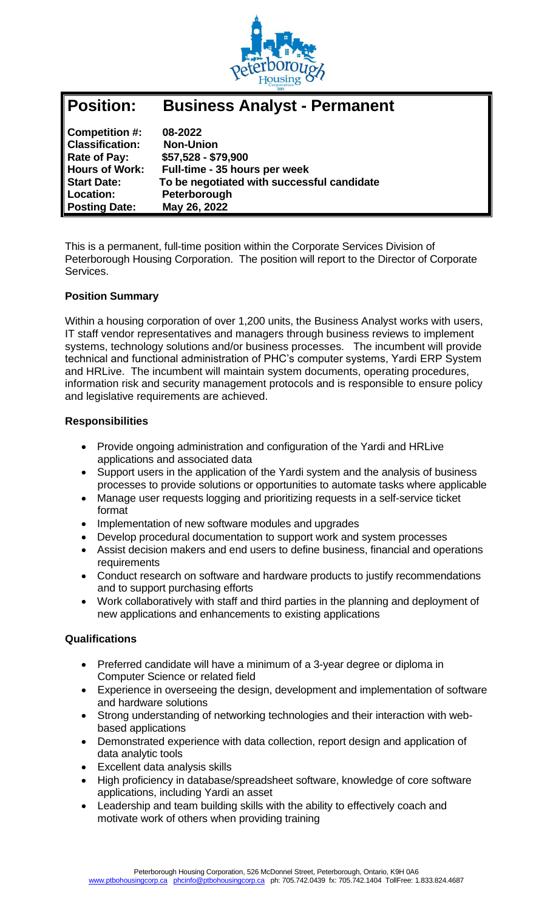# Position: Business Analyst - Permanent

| | |
|---|---|
| **Competition #:** | **08-2022** |
| **Classification:** | **Non-Union** |
| **Rate of Pay:** | **$57,528 - $79,900** |
| **Hours of Work:** | **Full-time - 35 hours per week** |
| **Start Date:** | **To be negotiated with successful candidate** |
| **Location:** | **Peterborough** |
| **Posting Date:** | **May 26, 2022** |

This is a permanent, full-time position within the Corporate Services Division of Peterborough Housing Corporation. The position will report to the Director of Corporate Services.

### Position Summary

Within a housing corporation of over 1,200 units, the Business Analyst works with users, IT staff vendor representatives and managers through business reviews to implement systems, technology solutions and/or business processes. The incumbent will provide technical and functional administration of PHC's computer systems, Yardi ERP System and HRLive. The incumbent will maintain system documents, operating procedures, information risk and security management protocols and is responsible to ensure policy and legislative requirements are achieved.

### Responsibilities

- Provide ongoing administration and configuration of the Yardi and HRLive applications and associated data
- Support users in the application of the Yardi system and the analysis of business processes to provide solutions or opportunities to automate tasks where applicable
- Manage user requests logging and prioritizing requests in a self-service ticket format
- Implementation of new software modules and upgrades
- Develop procedural documentation to support work and system processes
- Assist decision makers and end users to define business, financial and operations requirements
- Conduct research on software and hardware products to justify recommendations and to support purchasing efforts
- Work collaboratively with staff and third parties in the planning and deployment of new applications and enhancements to existing applications

### Qualifications

- Preferred candidate will have a minimum of a 3-year degree or diploma in Computer Science or related field
- Experience in overseeing the design, development and implementation of software and hardware solutions
- Strong understanding of networking technologies and their interaction with web-based applications
- Demonstrated experience with data collection, report design and application of data analytic tools
- Excellent data analysis skills
- High proficiency in database/spreadsheet software, knowledge of core software applications, including Yardi an asset
- Leadership and team building skills with the ability to effectively coach and motivate work of others when providing training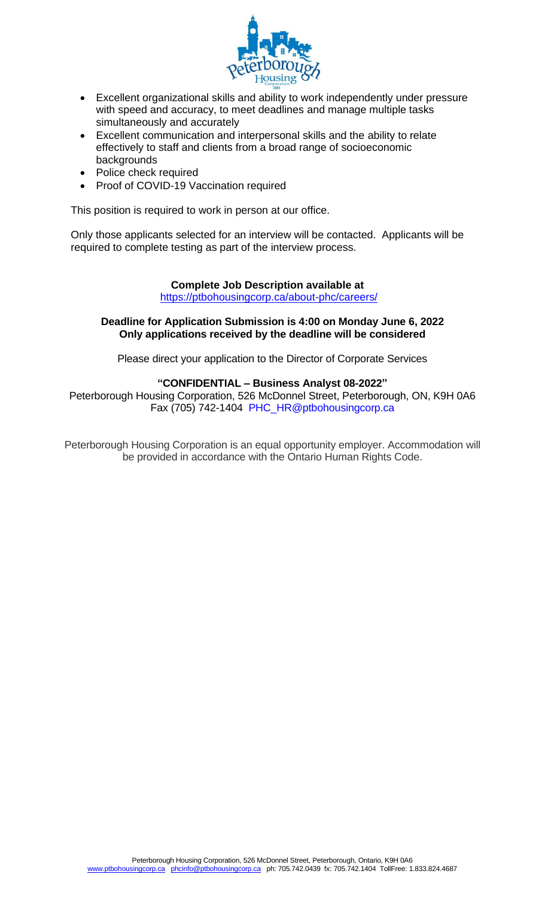- Excellent organizational skills and ability to work independently under pressure with speed and accuracy, to meet deadlines and manage multiple tasks simultaneously and accurately
- Excellent communication and interpersonal skills and the ability to relate effectively to staff and clients from a broad range of socioeconomic backgrounds
- Police check required
- Proof of COVID-19 Vaccination required

This position is required to work in person at our office.

Only those applicants selected for an interview will be contacted. Applicants will be required to complete testing as part of the interview process.

**Complete Job Description available at**
https://ptbohousingcorp.ca/about-phc/careers/

**Deadline for Application Submission is 4:00 on Monday June 6, 2022**
**Only applications received by the deadline will be considered**

Please direct your application to the Director of Corporate Services

**"CONFIDENTIAL – Business Analyst 08-2022"**
Peterborough Housing Corporation, 526 McDonnel Street, Peterborough, ON, K9H 0A6
Fax (705) 742-1404 PHC_HR@ptbohousingcorp.ca

Peterborough Housing Corporation is an equal opportunity employer. Accommodation will be provided in accordance with the Ontario Human Rights Code.